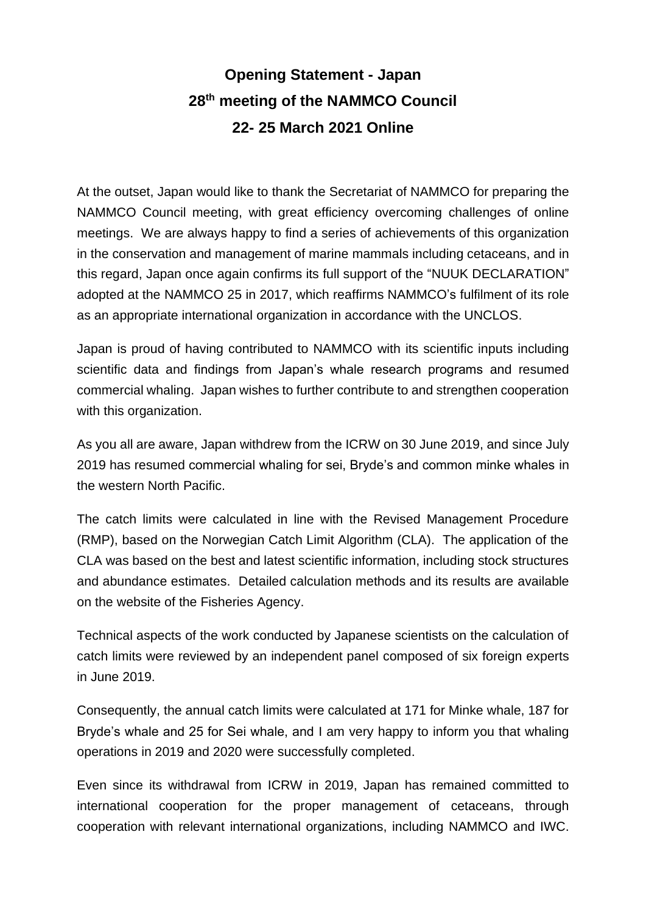# Opening Statement - Japan
# 28th meeting of the NAMMCO Council
# 22- 25 March 2021 Online

At the outset, Japan would like to thank the Secretariat of NAMMCO for preparing the NAMMCO Council meeting, with great efficiency overcoming challenges of online meetings. We are always happy to find a series of achievements of this organization in the conservation and management of marine mammals including cetaceans, and in this regard, Japan once again confirms its full support of the "NUUK DECLARATION" adopted at the NAMMCO 25 in 2017, which reaffirms NAMMCO's fulfilment of its role as an appropriate international organization in accordance with the UNCLOS.

Japan is proud of having contributed to NAMMCO with its scientific inputs including scientific data and findings from Japan's whale research programs and resumed commercial whaling. Japan wishes to further contribute to and strengthen cooperation with this organization.

As you all are aware, Japan withdrew from the ICRW on 30 June 2019, and since July 2019 has resumed commercial whaling for sei, Bryde's and common minke whales in the western North Pacific.

The catch limits were calculated in line with the Revised Management Procedure (RMP), based on the Norwegian Catch Limit Algorithm (CLA). The application of the CLA was based on the best and latest scientific information, including stock structures and abundance estimates. Detailed calculation methods and its results are available on the website of the Fisheries Agency.

Technical aspects of the work conducted by Japanese scientists on the calculation of catch limits were reviewed by an independent panel composed of six foreign experts in June 2019.

Consequently, the annual catch limits were calculated at 171 for Minke whale, 187 for Bryde's whale and 25 for Sei whale, and I am very happy to inform you that whaling operations in 2019 and 2020 were successfully completed.

Even since its withdrawal from ICRW in 2019, Japan has remained committed to international cooperation for the proper management of cetaceans, through cooperation with relevant international organizations, including NAMMCO and IWC.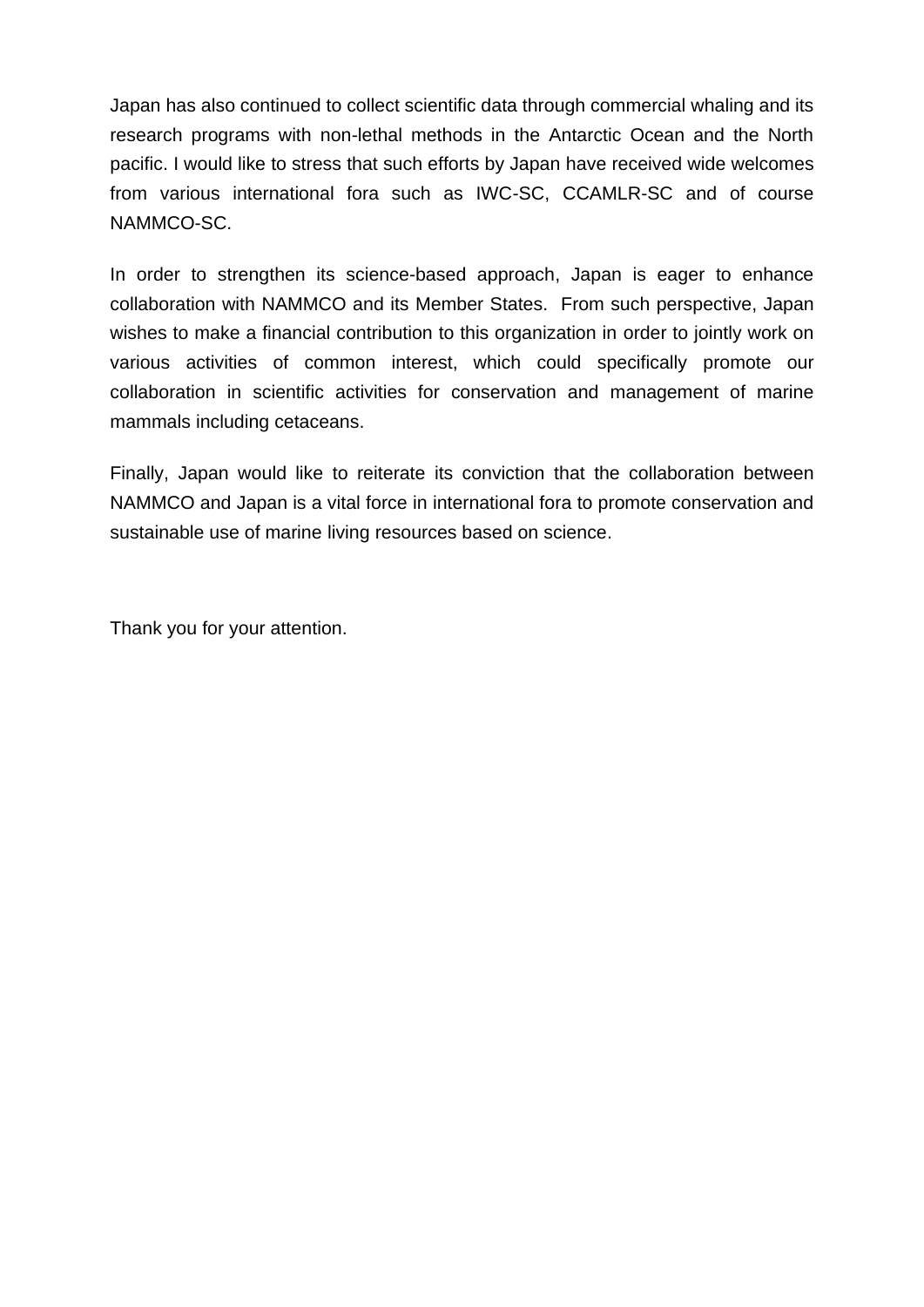Japan has also continued to collect scientific data through commercial whaling and its research programs with non-lethal methods in the Antarctic Ocean and the North pacific. I would like to stress that such efforts by Japan have received wide welcomes from various international fora such as IWC-SC, CCAMLR-SC and of course NAMMCO-SC.

In order to strengthen its science-based approach, Japan is eager to enhance collaboration with NAMMCO and its Member States. From such perspective, Japan wishes to make a financial contribution to this organization in order to jointly work on various activities of common interest, which could specifically promote our collaboration in scientific activities for conservation and management of marine mammals including cetaceans.

Finally, Japan would like to reiterate its conviction that the collaboration between NAMMCO and Japan is a vital force in international fora to promote conservation and sustainable use of marine living resources based on science.

Thank you for your attention.